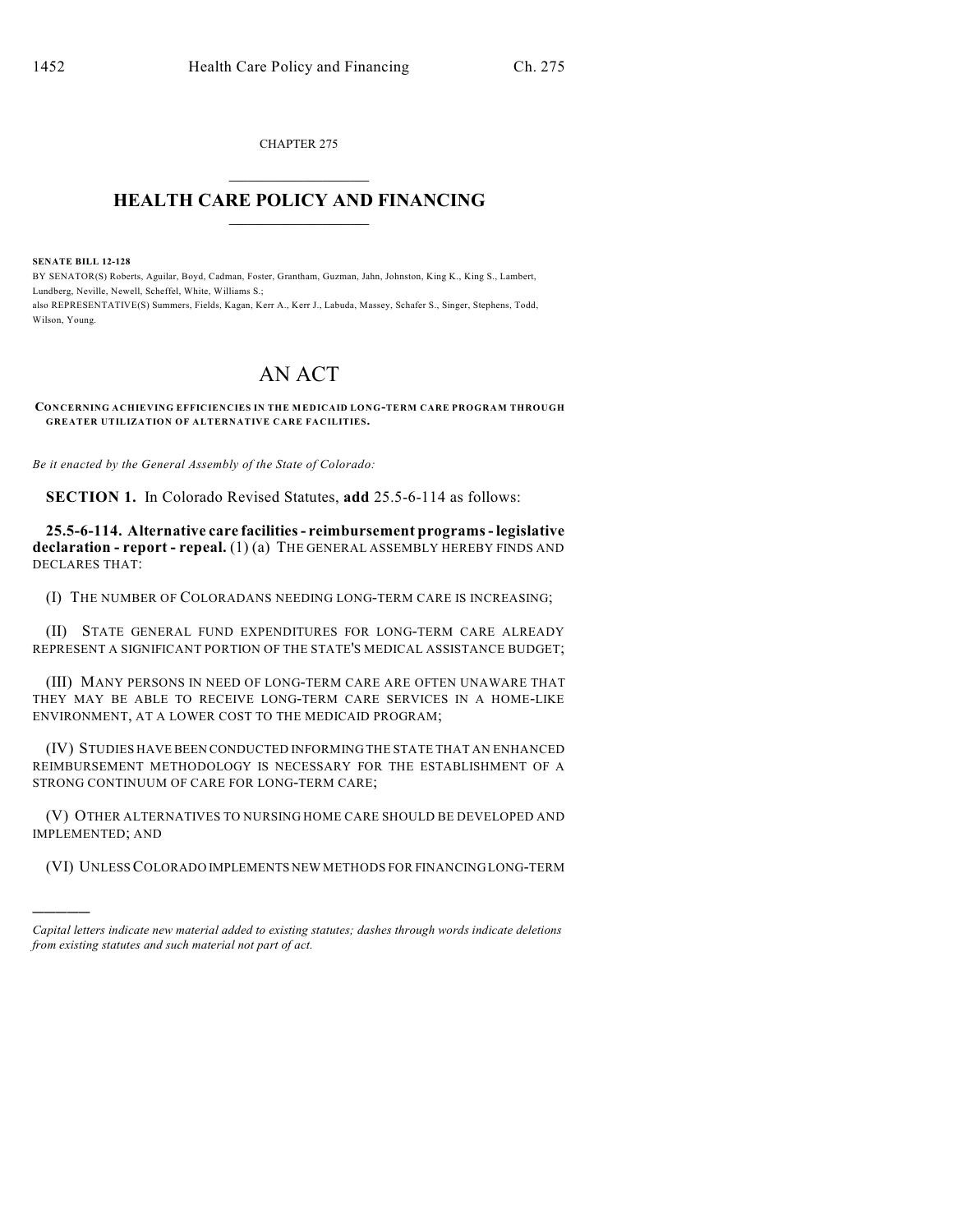CHAPTER 275

# HEALTH CARE POLICY AND FINANCING

**SENATE BILL 12-128**

BY SENATOR(S) Roberts, Aguilar, Boyd, Cadman, Foster, Grantham, Guzman, Jahn, Johnston, King K., King S., Lambert, Lundberg, Neville, Newell, Scheffel, White, Williams S.;
also REPRESENTATIVE(S) Summers, Fields, Kagan, Kerr A., Kerr J., Labuda, Massey, Schafer S., Singer, Stephens, Todd, Wilson, Young.

# AN ACT

**CONCERNING ACHIEVING EFFICIENCIES IN THE MEDICAID LONG-TERM CARE PROGRAM THROUGH GREATER UTILIZATION OF ALTERNATIVE CARE FACILITIES.**

*Be it enacted by the General Assembly of the State of Colorado:*

**SECTION 1.** In Colorado Revised Statutes, **add** 25.5-6-114 as follows:

**25.5-6-114. Alternative care facilities - reimbursement programs - legislative declaration - report - repeal.** (1) (a) THE GENERAL ASSEMBLY HEREBY FINDS AND DECLARES THAT:

(I) THE NUMBER OF COLORADANS NEEDING LONG-TERM CARE IS INCREASING;

(II) STATE GENERAL FUND EXPENDITURES FOR LONG-TERM CARE ALREADY REPRESENT A SIGNIFICANT PORTION OF THE STATE'S MEDICAL ASSISTANCE BUDGET;

(III) MANY PERSONS IN NEED OF LONG-TERM CARE ARE OFTEN UNAWARE THAT THEY MAY BE ABLE TO RECEIVE LONG-TERM CARE SERVICES IN A HOME-LIKE ENVIRONMENT, AT A LOWER COST TO THE MEDICAID PROGRAM;

(IV) STUDIES HAVE BEEN CONDUCTED INFORMING THE STATE THAT AN ENHANCED REIMBURSEMENT METHODOLOGY IS NECESSARY FOR THE ESTABLISHMENT OF A STRONG CONTINUUM OF CARE FOR LONG-TERM CARE;

(V) OTHER ALTERNATIVES TO NURSING HOME CARE SHOULD BE DEVELOPED AND IMPLEMENTED; AND

(VI) UNLESS COLORADO IMPLEMENTS NEW METHODS FOR FINANCING LONG-TERM

*Capital letters indicate new material added to existing statutes; dashes through words indicate deletions from existing statutes and such material not part of act.*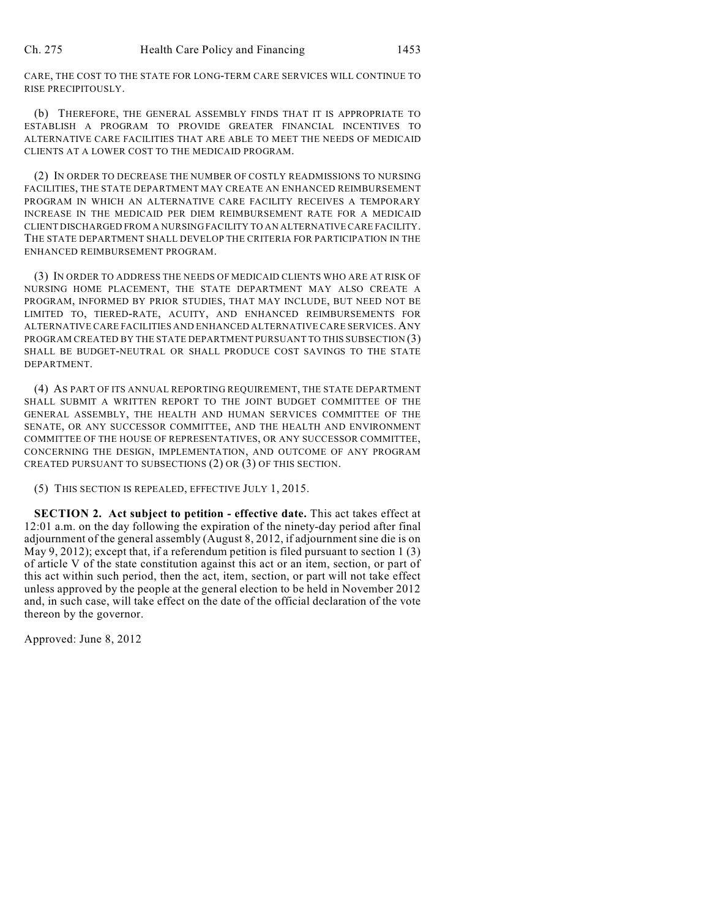CARE, THE COST TO THE STATE FOR LONG-TERM CARE SERVICES WILL CONTINUE TO RISE PRECIPITOUSLY.

(b) THEREFORE, THE GENERAL ASSEMBLY FINDS THAT IT IS APPROPRIATE TO ESTABLISH A PROGRAM TO PROVIDE GREATER FINANCIAL INCENTIVES TO ALTERNATIVE CARE FACILITIES THAT ARE ABLE TO MEET THE NEEDS OF MEDICAID CLIENTS AT A LOWER COST TO THE MEDICAID PROGRAM.

(2) IN ORDER TO DECREASE THE NUMBER OF COSTLY READMISSIONS TO NURSING FACILITIES, THE STATE DEPARTMENT MAY CREATE AN ENHANCED REIMBURSEMENT PROGRAM IN WHICH AN ALTERNATIVE CARE FACILITY RECEIVES A TEMPORARY INCREASE IN THE MEDICAID PER DIEM REIMBURSEMENT RATE FOR A MEDICAID CLIENT DISCHARGED FROM A NURSING FACILITY TO AN ALTERNATIVE CARE FACILITY. THE STATE DEPARTMENT SHALL DEVELOP THE CRITERIA FOR PARTICIPATION IN THE ENHANCED REIMBURSEMENT PROGRAM.

(3) IN ORDER TO ADDRESS THE NEEDS OF MEDICAID CLIENTS WHO ARE AT RISK OF NURSING HOME PLACEMENT, THE STATE DEPARTMENT MAY ALSO CREATE A PROGRAM, INFORMED BY PRIOR STUDIES, THAT MAY INCLUDE, BUT NEED NOT BE LIMITED TO, TIERED-RATE, ACUITY, AND ENHANCED REIMBURSEMENTS FOR ALTERNATIVE CARE FACILITIES AND ENHANCED ALTERNATIVE CARE SERVICES. ANY PROGRAM CREATED BY THE STATE DEPARTMENT PURSUANT TO THIS SUBSECTION (3) SHALL BE BUDGET-NEUTRAL OR SHALL PRODUCE COST SAVINGS TO THE STATE DEPARTMENT.

(4) AS PART OF ITS ANNUAL REPORTING REQUIREMENT, THE STATE DEPARTMENT SHALL SUBMIT A WRITTEN REPORT TO THE JOINT BUDGET COMMITTEE OF THE GENERAL ASSEMBLY, THE HEALTH AND HUMAN SERVICES COMMITTEE OF THE SENATE, OR ANY SUCCESSOR COMMITTEE, AND THE HEALTH AND ENVIRONMENT COMMITTEE OF THE HOUSE OF REPRESENTATIVES, OR ANY SUCCESSOR COMMITTEE, CONCERNING THE DESIGN, IMPLEMENTATION, AND OUTCOME OF ANY PROGRAM CREATED PURSUANT TO SUBSECTIONS (2) OR (3) OF THIS SECTION.

(5) THIS SECTION IS REPEALED, EFFECTIVE JULY 1, 2015.

**SECTION 2. Act subject to petition - effective date.** This act takes effect at 12:01 a.m. on the day following the expiration of the ninety-day period after final adjournment of the general assembly (August 8, 2012, if adjournment sine die is on May 9, 2012); except that, if a referendum petition is filed pursuant to section 1 (3) of article V of the state constitution against this act or an item, section, or part of this act within such period, then the act, item, section, or part will not take effect unless approved by the people at the general election to be held in November 2012 and, in such case, will take effect on the date of the official declaration of the vote thereon by the governor.

Approved: June 8, 2012